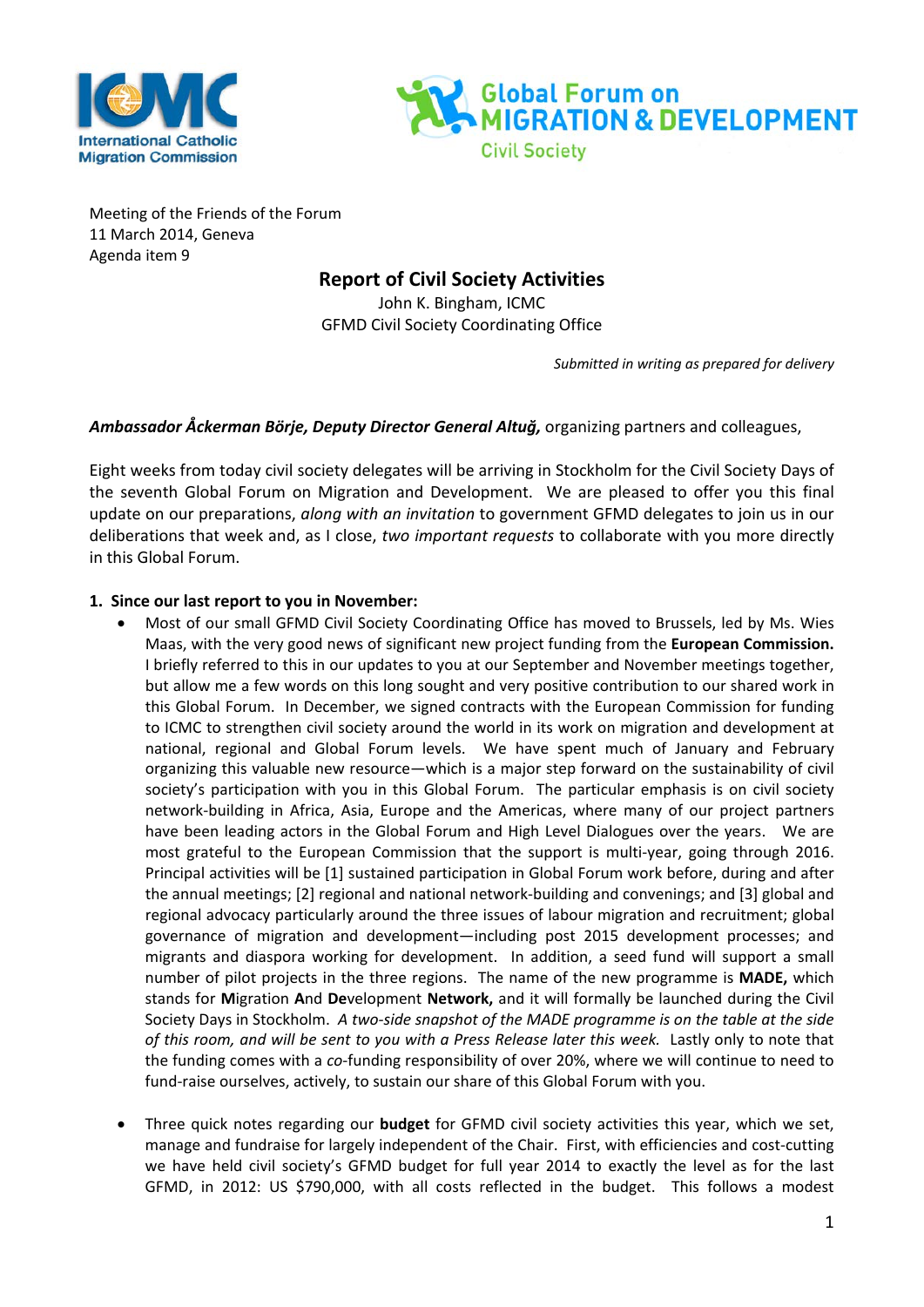Meeting of the Friends of the Forum
11 March 2014, Geneva
Agenda item 9

## Report of Civil Society Activities

John K. Bingham, ICMC
GFMD Civil Society Coordinating Office

*Submitted in writing as prepared for delivery*

***Ambassador Åckerman Börje, Deputy Director General Altuğ,*** organizing partners and colleagues,

Eight weeks from today civil society delegates will be arriving in Stockholm for the Civil Society Days of the seventh Global Forum on Migration and Development. We are pleased to offer you this final update on our preparations, *along with an invitation* to government GFMD delegates to join us in our deliberations that week and, as I close, *two important requests* to collaborate with you more directly in this Global Forum.

**1. Since our last report to you in November:**

- Most of our small GFMD Civil Society Coordinating Office has moved to Brussels, led by Ms. Wies Maas, with the very good news of significant new project funding from the **European Commission.** I briefly referred to this in our updates to you at our September and November meetings together, but allow me a few words on this long sought and very positive contribution to our shared work in this Global Forum. In December, we signed contracts with the European Commission for funding to ICMC to strengthen civil society around the world in its work on migration and development at national, regional and Global Forum levels. We have spent much of January and February organizing this valuable new resource—which is a major step forward on the sustainability of civil society's participation with you in this Global Forum. The particular emphasis is on civil society network-building in Africa, Asia, Europe and the Americas, where many of our project partners have been leading actors in the Global Forum and High Level Dialogues over the years. We are most grateful to the European Commission that the support is multi-year, going through 2016. Principal activities will be [1] sustained participation in Global Forum work before, during and after the annual meetings; [2] regional and national network-building and convenings; and [3] global and regional advocacy particularly around the three issues of labour migration and recruitment; global governance of migration and development—including post 2015 development processes; and migrants and diaspora working for development. In addition, a seed fund will support a small number of pilot projects in the three regions. The name of the new programme is **MADE,** which stands for **M**igration **A**nd **De**velopment **Network,** and it will formally be launched during the Civil Society Days in Stockholm. *A two-side snapshot of the MADE programme is on the table at the side of this room, and will be sent to you with a Press Release later this week.* Lastly only to note that the funding comes with a *co*-funding responsibility of over 20%, where we will continue to need to fund-raise ourselves, actively, to sustain our share of this Global Forum with you.

- Three quick notes regarding our **budget** for GFMD civil society activities this year, which we set, manage and fundraise for largely independent of the Chair. First, with efficiencies and cost-cutting we have held civil society's GFMD budget for full year 2014 to exactly the level as for the last GFMD, in 2012: US $790,000, with all costs reflected in the budget. This follows a modest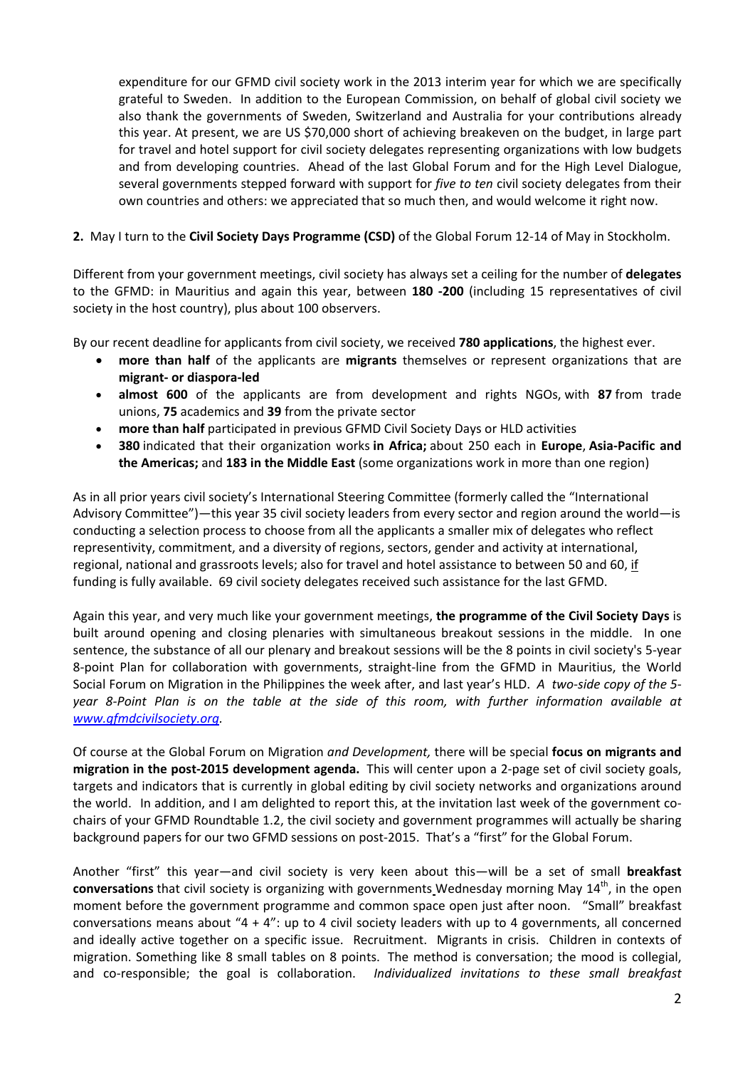expenditure for our GFMD civil society work in the 2013 interim year for which we are specifically grateful to Sweden. In addition to the European Commission, on behalf of global civil society we also thank the governments of Sweden, Switzerland and Australia for your contributions already this year. At present, we are US $70,000 short of achieving breakeven on the budget, in large part for travel and hotel support for civil society delegates representing organizations with low budgets and from developing countries. Ahead of the last Global Forum and for the High Level Dialogue, several governments stepped forward with support for *five to ten* civil society delegates from their own countries and others: we appreciated that so much then, and would welcome it right now.

**2.** May I turn to the **Civil Society Days Programme (CSD)** of the Global Forum 12-14 of May in Stockholm.

Different from your government meetings, civil society has always set a ceiling for the number of **delegates** to the GFMD: in Mauritius and again this year, between **180 -200** (including 15 representatives of civil society in the host country), plus about 100 observers.

By our recent deadline for applicants from civil society, we received **780 applications**, the highest ever.

- **more than half** of the applicants are **migrants** themselves or represent organizations that are **migrant- or diaspora-led**
- **almost 600** of the applicants are from development and rights NGOs, with **87** from trade unions, **75** academics and **39** from the private sector
- **more than half** participated in previous GFMD Civil Society Days or HLD activities
- **380** indicated that their organization works **in Africa;** about 250 each in **Europe**, **Asia-Pacific and the Americas;** and **183 in the Middle East** (some organizations work in more than one region)

As in all prior years civil society's International Steering Committee (formerly called the "International Advisory Committee")—this year 35 civil society leaders from every sector and region around the world—is conducting a selection process to choose from all the applicants a smaller mix of delegates who reflect representivity, commitment, and a diversity of regions, sectors, gender and activity at international, regional, national and grassroots levels; also for travel and hotel assistance to between 50 and 60, if funding is fully available. 69 civil society delegates received such assistance for the last GFMD.

Again this year, and very much like your government meetings, **the programme of the Civil Society Days** is built around opening and closing plenaries with simultaneous breakout sessions in the middle. In one sentence, the substance of all our plenary and breakout sessions will be the 8 points in civil society's 5-year 8-point Plan for collaboration with governments, straight-line from the GFMD in Mauritius, the World Social Forum on Migration in the Philippines the week after, and last year's HLD. *A two-side copy of the 5-year 8-Point Plan is on the table at the side of this room, with further information available at [www.gfmdcivilsociety.org](www.gfmdcivilsociety.org).*

Of course at the Global Forum on Migration *and Development,* there will be special **focus on migrants and migration in the post-2015 development agenda.** This will center upon a 2-page set of civil society goals, targets and indicators that is currently in global editing by civil society networks and organizations around the world. In addition, and I am delighted to report this, at the invitation last week of the government co-chairs of your GFMD Roundtable 1.2, the civil society and government programmes will actually be sharing background papers for our two GFMD sessions on post-2015. That's a "first" for the Global Forum.

Another "first" this year—and civil society is very keen about this—will be a set of small **breakfast conversations** that civil society is organizing with governments Wednesday morning May 14th, in the open moment before the government programme and common space open just after noon. "Small" breakfast conversations means about "4 + 4": up to 4 civil society leaders with up to 4 governments, all concerned and ideally active together on a specific issue. Recruitment. Migrants in crisis. Children in contexts of migration. Something like 8 small tables on 8 points. The method is conversation; the mood is collegial, and co-responsible; the goal is collaboration. *Individualized invitations to these small breakfast*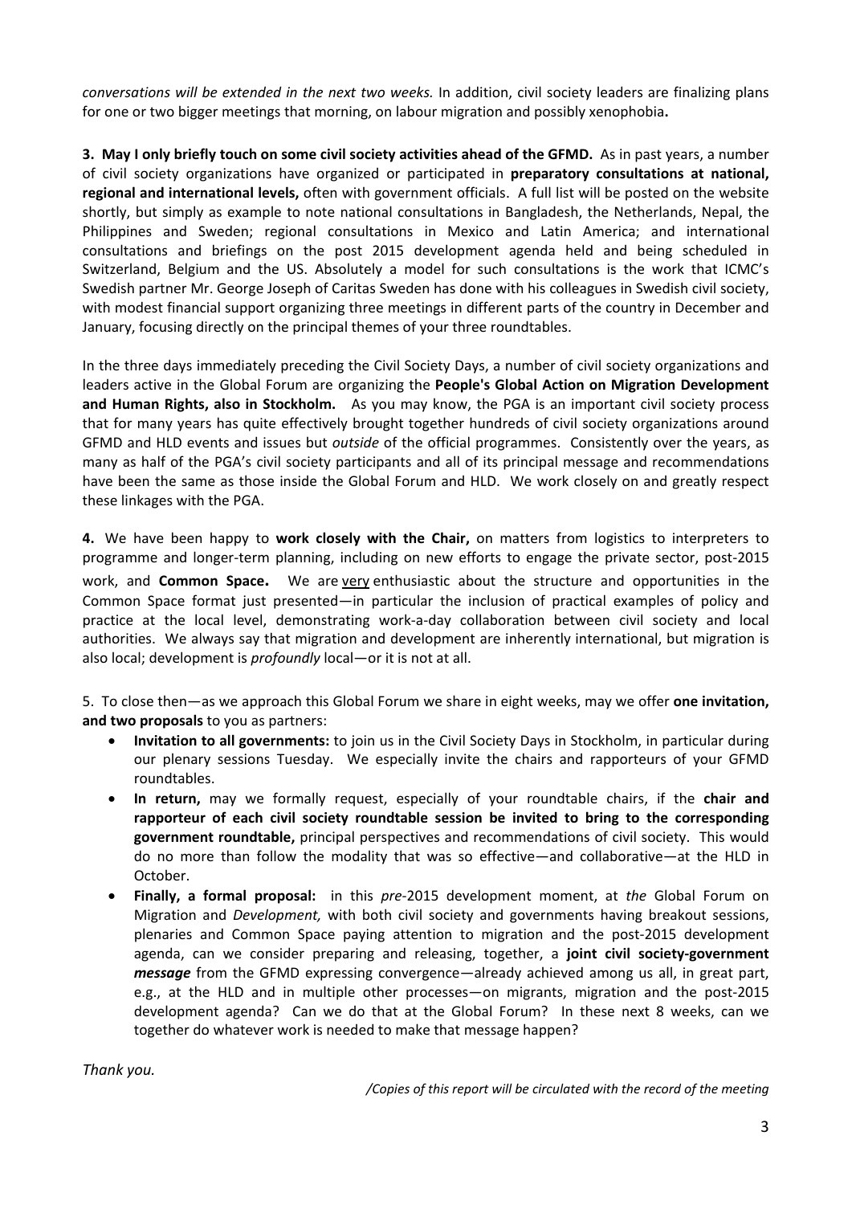*conversations will be extended in the next two weeks.* In addition, civil society leaders are finalizing plans for one or two bigger meetings that morning, on labour migration and possibly xenophobia**.**

**3. May I only briefly touch on some civil society activities ahead of the GFMD.** As in past years, a number of civil society organizations have organized or participated in **preparatory consultations at national, regional and international levels,** often with government officials. A full list will be posted on the website shortly, but simply as example to note national consultations in Bangladesh, the Netherlands, Nepal, the Philippines and Sweden; regional consultations in Mexico and Latin America; and international consultations and briefings on the post 2015 development agenda held and being scheduled in Switzerland, Belgium and the US. Absolutely a model for such consultations is the work that ICMC's Swedish partner Mr. George Joseph of Caritas Sweden has done with his colleagues in Swedish civil society, with modest financial support organizing three meetings in different parts of the country in December and January, focusing directly on the principal themes of your three roundtables.

In the three days immediately preceding the Civil Society Days, a number of civil society organizations and leaders active in the Global Forum are organizing the **People's Global Action on Migration Development and Human Rights, also in Stockholm.** As you may know, the PGA is an important civil society process that for many years has quite effectively brought together hundreds of civil society organizations around GFMD and HLD events and issues but *outside* of the official programmes. Consistently over the years, as many as half of the PGA's civil society participants and all of its principal message and recommendations have been the same as those inside the Global Forum and HLD. We work closely on and greatly respect these linkages with the PGA.

**4.** We have been happy to **work closely with the Chair,** on matters from logistics to interpreters to programme and longer-term planning, including on new efforts to engage the private sector, post-2015 work, and **Common Space.** We are <u>very</u> enthusiastic about the structure and opportunities in the Common Space format just presented—in particular the inclusion of practical examples of policy and practice at the local level, demonstrating work-a-day collaboration between civil society and local authorities. We always say that migration and development are inherently international, but migration is also local; development is *profoundly* local—or it is not at all.

5. To close then—as we approach this Global Forum we share in eight weeks, may we offer **one invitation, and two proposals** to you as partners:

- **Invitation to all governments:** to join us in the Civil Society Days in Stockholm, in particular during our plenary sessions Tuesday. We especially invite the chairs and rapporteurs of your GFMD roundtables.
- **In return,** may we formally request, especially of your roundtable chairs, if the **chair and rapporteur of each civil society roundtable session be invited to bring to the corresponding government roundtable,** principal perspectives and recommendations of civil society. This would do no more than follow the modality that was so effective—and collaborative—at the HLD in October.
- **Finally, a formal proposal:** in this *pre*-2015 development moment, at *the* Global Forum on Migration and *Development,* with both civil society and governments having breakout sessions, plenaries and Common Space paying attention to migration and the post-2015 development agenda, can we consider preparing and releasing, together, a **joint civil society-government *message*** from the GFMD expressing convergence—already achieved among us all, in great part, e.g., at the HLD and in multiple other processes—on migrants, migration and the post-2015 development agenda? Can we do that at the Global Forum? In these next 8 weeks, can we together do whatever work is needed to make that message happen?

*Thank you.*

*/Copies of this report will be circulated with the record of the meeting*